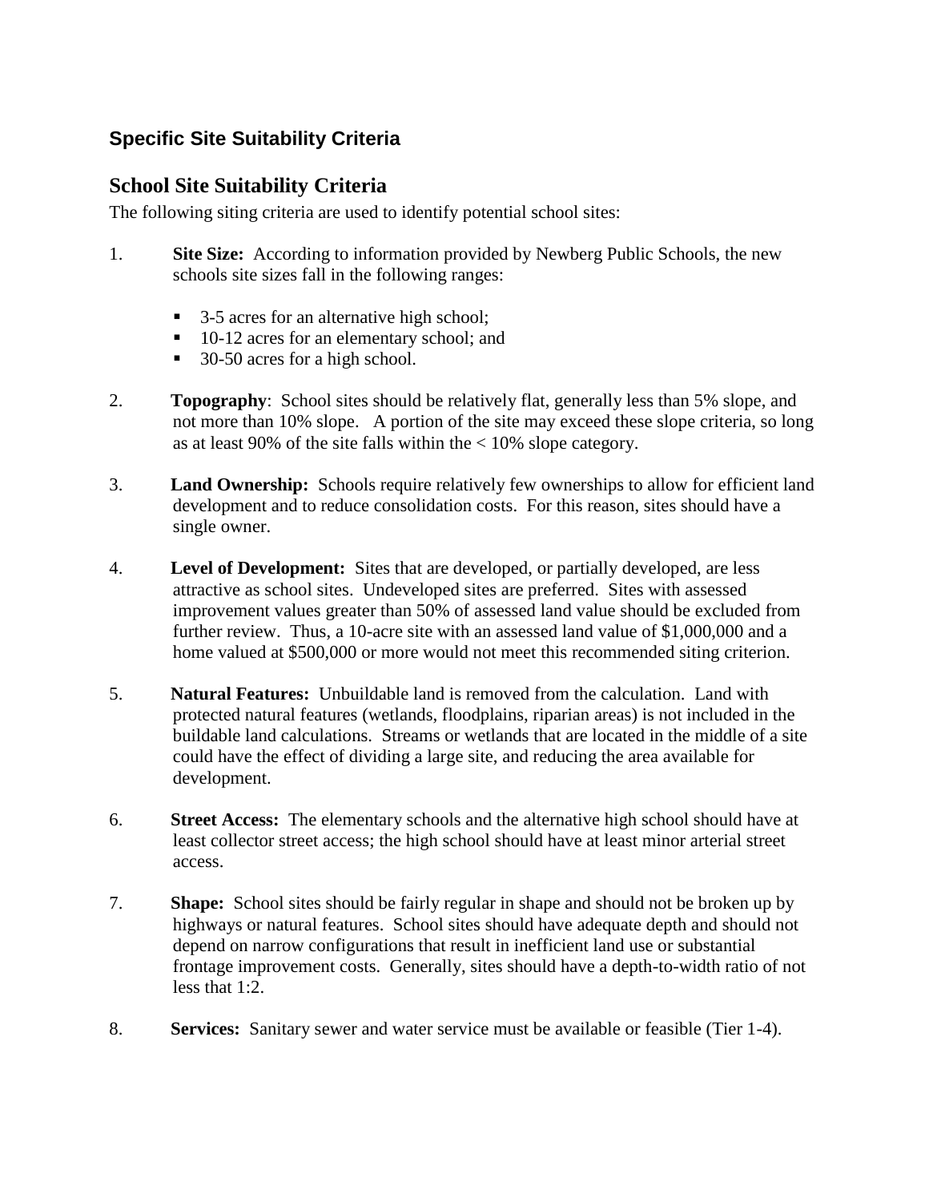## Specific Site Suitability Criteria

## School Site Suitability Criteria

The following siting criteria are used to identify potential school sites:

1. **Site Size:** According to information provided by Newberg Public Schools, the new schools site sizes fall in the following ranges:

   - 3-5 acres for an alternative high school;
   - 10-12 acres for an elementary school; and
   - 30-50 acres for a high school.

2. **Topography**: School sites should be relatively flat, generally less than 5% slope, and not more than 10% slope. A portion of the site may exceed these slope criteria, so long as at least 90% of the site falls within the < 10% slope category.

3. **Land Ownership:** Schools require relatively few ownerships to allow for efficient land development and to reduce consolidation costs. For this reason, sites should have a single owner.

4. **Level of Development:** Sites that are developed, or partially developed, are less attractive as school sites. Undeveloped sites are preferred. Sites with assessed improvement values greater than 50% of assessed land value should be excluded from further review. Thus, a 10-acre site with an assessed land value of $1,000,000 and a home valued at $500,000 or more would not meet this recommended siting criterion.

5. **Natural Features:** Unbuildable land is removed from the calculation. Land with protected natural features (wetlands, floodplains, riparian areas) is not included in the buildable land calculations. Streams or wetlands that are located in the middle of a site could have the effect of dividing a large site, and reducing the area available for development.

6. **Street Access:** The elementary schools and the alternative high school should have at least collector street access; the high school should have at least minor arterial street access.

7. **Shape:** School sites should be fairly regular in shape and should not be broken up by highways or natural features. School sites should have adequate depth and should not depend on narrow configurations that result in inefficient land use or substantial frontage improvement costs. Generally, sites should have a depth-to-width ratio of not less that 1:2.

8. **Services:** Sanitary sewer and water service must be available or feasible (Tier 1-4).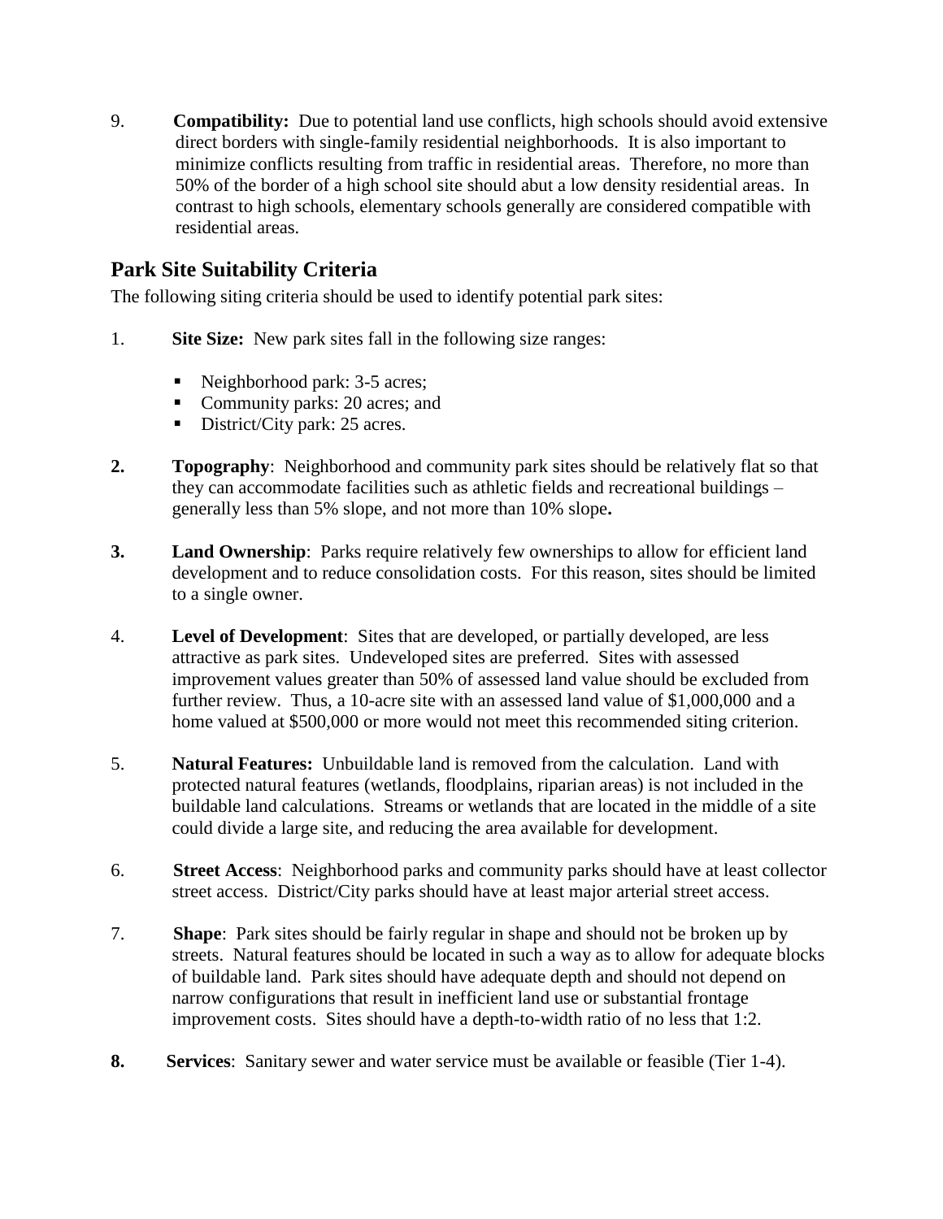9. **Compatibility:** Due to potential land use conflicts, high schools should avoid extensive direct borders with single-family residential neighborhoods. It is also important to minimize conflicts resulting from traffic in residential areas. Therefore, no more than 50% of the border of a high school site should abut a low density residential areas. In contrast to high schools, elementary schools generally are considered compatible with residential areas.

## Park Site Suitability Criteria

The following siting criteria should be used to identify potential park sites:

1. **Site Size:** New park sites fall in the following size ranges:

   - Neighborhood park: 3-5 acres;
   - Community parks: 20 acres; and
   - District/City park: 25 acres.

2. **Topography**: Neighborhood and community park sites should be relatively flat so that they can accommodate facilities such as athletic fields and recreational buildings – generally less than 5% slope, and not more than 10% slope**.**

3. **Land Ownership**: Parks require relatively few ownerships to allow for efficient land development and to reduce consolidation costs. For this reason, sites should be limited to a single owner.

4. **Level of Development**: Sites that are developed, or partially developed, are less attractive as park sites. Undeveloped sites are preferred. Sites with assessed improvement values greater than 50% of assessed land value should be excluded from further review. Thus, a 10-acre site with an assessed land value of $1,000,000 and a home valued at $500,000 or more would not meet this recommended siting criterion.

5. **Natural Features:** Unbuildable land is removed from the calculation. Land with protected natural features (wetlands, floodplains, riparian areas) is not included in the buildable land calculations. Streams or wetlands that are located in the middle of a site could divide a large site, and reducing the area available for development.

6. **Street Access**: Neighborhood parks and community parks should have at least collector street access. District/City parks should have at least major arterial street access.

7. **Shape**: Park sites should be fairly regular in shape and should not be broken up by streets. Natural features should be located in such a way as to allow for adequate blocks of buildable land. Park sites should have adequate depth and should not depend on narrow configurations that result in inefficient land use or substantial frontage improvement costs. Sites should have a depth-to-width ratio of no less that 1:2.

8. **Services**: Sanitary sewer and water service must be available or feasible (Tier 1-4).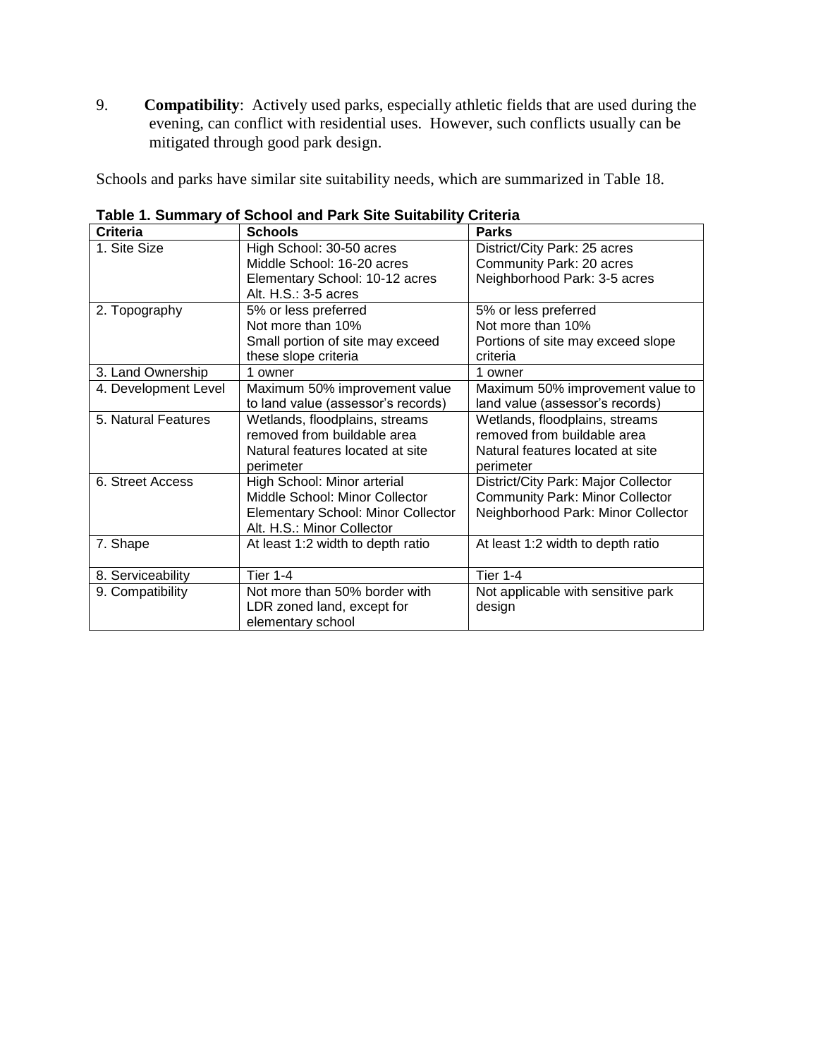9. **Compatibility**: Actively used parks, especially athletic fields that are used during the evening, can conflict with residential uses. However, such conflicts usually can be mitigated through good park design.

Schools and parks have similar site suitability needs, which are summarized in Table 18.

**Table 1. Summary of School and Park Site Suitability Criteria**

| Criteria | Schools | Parks |
|---|---|---|
| 1. Site Size | High School: 30-50 acres<br>Middle School: 16-20 acres<br>Elementary School: 10-12 acres<br>Alt. H.S.: 3-5 acres | District/City Park: 25 acres<br>Community Park: 20 acres<br>Neighborhood Park: 3-5 acres |
| 2. Topography | 5% or less preferred<br>Not more than 10%<br>Small portion of site may exceed these slope criteria | 5% or less preferred<br>Not more than 10%<br>Portions of site may exceed slope criteria |
| 3. Land Ownership | 1 owner | 1 owner |
| 4. Development Level | Maximum 50% improvement value to land value (assessor's records) | Maximum 50% improvement value to land value (assessor's records) |
| 5. Natural Features | Wetlands, floodplains, streams removed from buildable area<br>Natural features located at site perimeter | Wetlands, floodplains, streams removed from buildable area<br>Natural features located at site perimeter |
| 6. Street Access | High School: Minor arterial<br>Middle School: Minor Collector<br>Elementary School: Minor Collector<br>Alt. H.S.: Minor Collector | District/City Park: Major Collector<br>Community Park: Minor Collector<br>Neighborhood Park: Minor Collector |
| 7. Shape | At least 1:2 width to depth ratio | At least 1:2 width to depth ratio |
| 8. Serviceability | Tier 1-4 | Tier 1-4 |
| 9. Compatibility | Not more than 50% border with LDR zoned land, except for elementary school | Not applicable with sensitive park design |